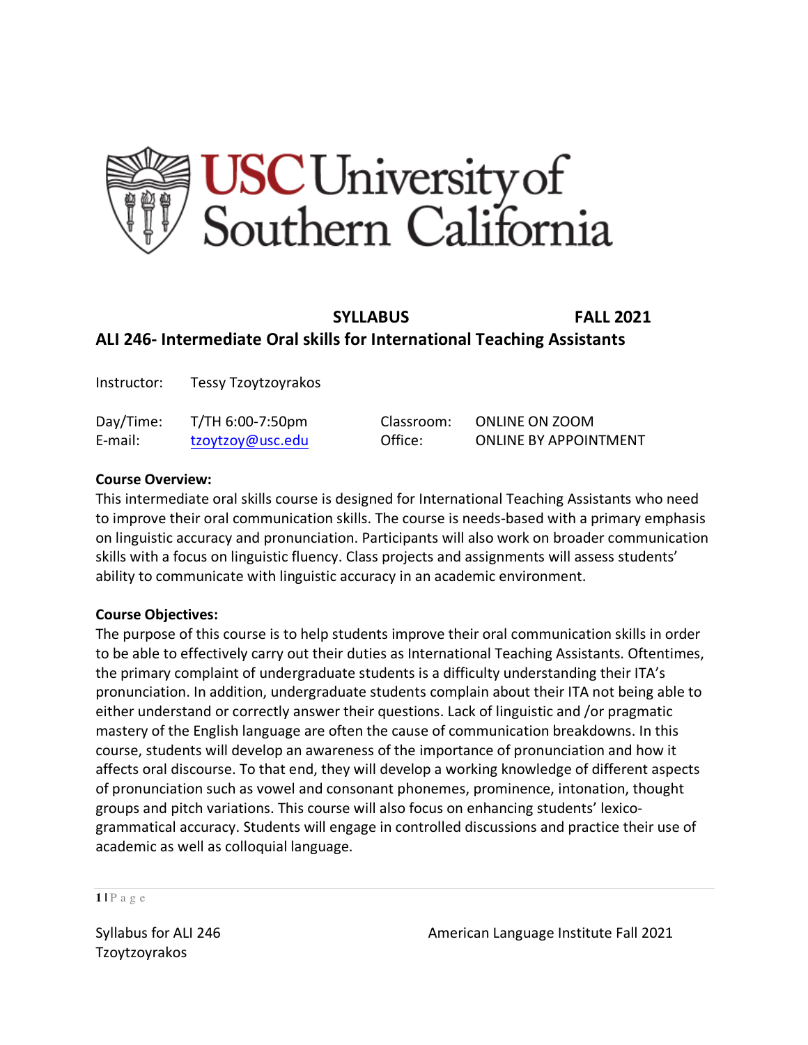USC University of Southern California

**SYLLABUS FALL 2021**

# ALI 246- Intermediate Oral skills for International Teaching Assistants

Instructor: Tessy Tzoytzoyrakos

| | | | |
|---|---|---|---|
| Day/Time: | T/TH 6:00-7:50pm | Classroom: | ONLINE ON ZOOM |
| E-mail: | tzoytzoy@usc.edu | Office: | ONLINE BY APPOINTMENT |

**Course Overview:**

This intermediate oral skills course is designed for International Teaching Assistants who need to improve their oral communication skills. The course is needs-based with a primary emphasis on linguistic accuracy and pronunciation. Participants will also work on broader communication skills with a focus on linguistic fluency. Class projects and assignments will assess students' ability to communicate with linguistic accuracy in an academic environment.

**Course Objectives:**

The purpose of this course is to help students improve their oral communication skills in order to be able to effectively carry out their duties as International Teaching Assistants. Oftentimes, the primary complaint of undergraduate students is a difficulty understanding their ITA's pronunciation. In addition, undergraduate students complain about their ITA not being able to either understand or correctly answer their questions. Lack of linguistic and /or pragmatic mastery of the English language are often the cause of communication breakdowns. In this course, students will develop an awareness of the importance of pronunciation and how it affects oral discourse. To that end, they will develop a working knowledge of different aspects of pronunciation such as vowel and consonant phonemes, prominence, intonation, thought groups and pitch variations. This course will also focus on enhancing students' lexico-grammatical accuracy. Students will engage in controlled discussions and practice their use of academic as well as colloquial language.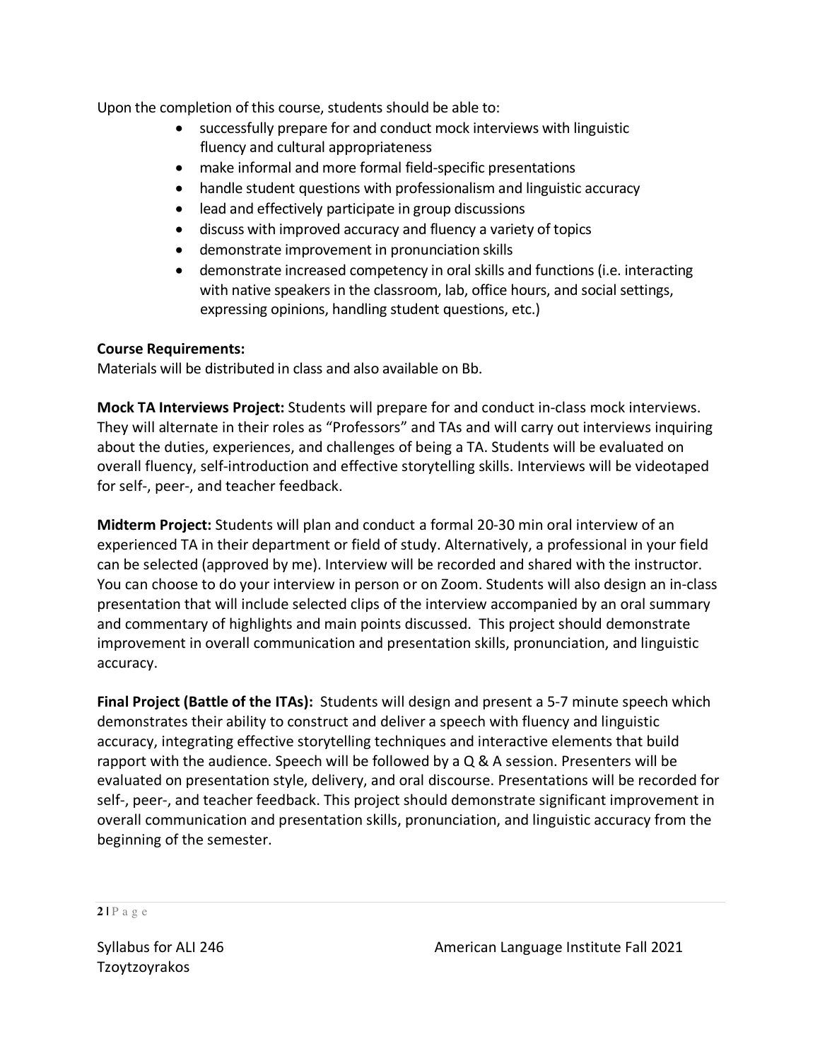Upon the completion of this course, students should be able to:

- successfully prepare for and conduct mock interviews with linguistic fluency and cultural appropriateness
- make informal and more formal field-specific presentations
- handle student questions with professionalism and linguistic accuracy
- lead and effectively participate in group discussions
- discuss with improved accuracy and fluency a variety of topics
- demonstrate improvement in pronunciation skills
- demonstrate increased competency in oral skills and functions (i.e. interacting with native speakers in the classroom, lab, office hours, and social settings, expressing opinions, handling student questions, etc.)

**Course Requirements:**
Materials will be distributed in class and also available on Bb.

**Mock TA Interviews Project:** Students will prepare for and conduct in-class mock interviews. They will alternate in their roles as "Professors" and TAs and will carry out interviews inquiring about the duties, experiences, and challenges of being a TA. Students will be evaluated on overall fluency, self-introduction and effective storytelling skills. Interviews will be videotaped for self-, peer-, and teacher feedback.

**Midterm Project:** Students will plan and conduct a formal 20-30 min oral interview of an experienced TA in their department or field of study. Alternatively, a professional in your field can be selected (approved by me). Interview will be recorded and shared with the instructor. You can choose to do your interview in person or on Zoom. Students will also design an in-class presentation that will include selected clips of the interview accompanied by an oral summary and commentary of highlights and main points discussed. This project should demonstrate improvement in overall communication and presentation skills, pronunciation, and linguistic accuracy.

**Final Project (Battle of the ITAs):** Students will design and present a 5-7 minute speech which demonstrates their ability to construct and deliver a speech with fluency and linguistic accuracy, integrating effective storytelling techniques and interactive elements that build rapport with the audience. Speech will be followed by a Q & A session. Presenters will be evaluated on presentation style, delivery, and oral discourse. Presentations will be recorded for self-, peer-, and teacher feedback. This project should demonstrate significant improvement in overall communication and presentation skills, pronunciation, and linguistic accuracy from the beginning of the semester.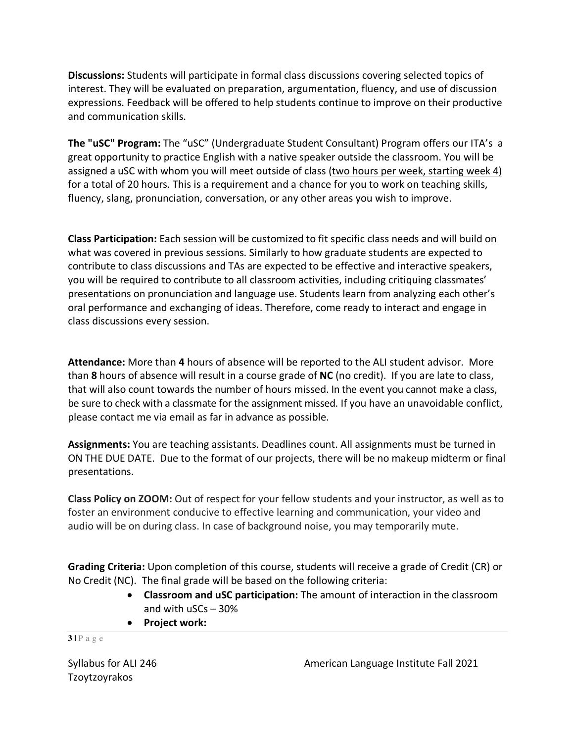**Discussions:** Students will participate in formal class discussions covering selected topics of interest. They will be evaluated on preparation, argumentation, fluency, and use of discussion expressions. Feedback will be offered to help students continue to improve on their productive and communication skills.

**The "uSC" Program:** The "uSC" (Undergraduate Student Consultant) Program offers our ITA's a great opportunity to practice English with a native speaker outside the classroom. You will be assigned a uSC with whom you will meet outside of class (two hours per week, starting week 4) for a total of 20 hours. This is a requirement and a chance for you to work on teaching skills, fluency, slang, pronunciation, conversation, or any other areas you wish to improve.

**Class Participation:** Each session will be customized to fit specific class needs and will build on what was covered in previous sessions. Similarly to how graduate students are expected to contribute to class discussions and TAs are expected to be effective and interactive speakers, you will be required to contribute to all classroom activities, including critiquing classmates' presentations on pronunciation and language use. Students learn from analyzing each other's oral performance and exchanging of ideas. Therefore, come ready to interact and engage in class discussions every session.

**Attendance:** More than **4** hours of absence will be reported to the ALI student advisor. More than **8** hours of absence will result in a course grade of **NC** (no credit). If you are late to class, that will also count towards the number of hours missed. In the event you cannot make a class, be sure to check with a classmate for the assignment missed. If you have an unavoidable conflict, please contact me via email as far in advance as possible.

**Assignments:** You are teaching assistants. Deadlines count. All assignments must be turned in ON THE DUE DATE. Due to the format of our projects, there will be no makeup midterm or final presentations.

**Class Policy on ZOOM:** Out of respect for your fellow students and your instructor, as well as to foster an environment conducive to effective learning and communication, your video and audio will be on during class. In case of background noise, you may temporarily mute.

**Grading Criteria:** Upon completion of this course, students will receive a grade of Credit (CR) or No Credit (NC). The final grade will be based on the following criteria:

- **Classroom and uSC participation:** The amount of interaction in the classroom and with uSCs – 30%
- **Project work:**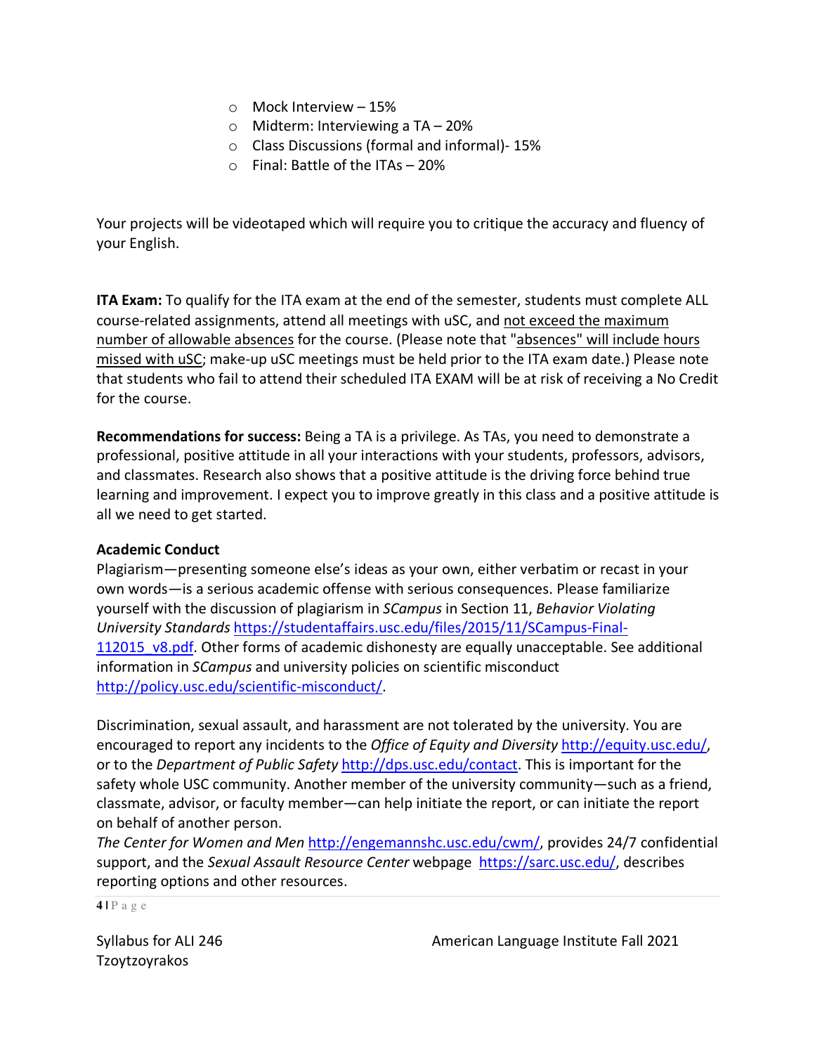- Mock Interview – 15%
- Midterm: Interviewing a TA – 20%
- Class Discussions (formal and informal)- 15%
- Final: Battle of the ITAs – 20%

Your projects will be videotaped which will require you to critique the accuracy and fluency of your English.

**ITA Exam:** To qualify for the ITA exam at the end of the semester, students must complete ALL course-related assignments, attend all meetings with uSC, and not exceed the maximum number of allowable absences for the course. (Please note that "absences" will include hours missed with uSC; make-up uSC meetings must be held prior to the ITA exam date.) Please note that students who fail to attend their scheduled ITA EXAM will be at risk of receiving a No Credit for the course.

**Recommendations for success:** Being a TA is a privilege. As TAs, you need to demonstrate a professional, positive attitude in all your interactions with your students, professors, advisors, and classmates. Research also shows that a positive attitude is the driving force behind true learning and improvement. I expect you to improve greatly in this class and a positive attitude is all we need to get started.

**Academic Conduct**

Plagiarism—presenting someone else's ideas as your own, either verbatim or recast in your own words—is a serious academic offense with serious consequences. Please familiarize yourself with the discussion of plagiarism in *SCampus* in Section 11, *Behavior Violating University Standards* https://studentaffairs.usc.edu/files/2015/11/SCampus-Final-112015_v8.pdf. Other forms of academic dishonesty are equally unacceptable. See additional information in *SCampus* and university policies on scientific misconduct http://policy.usc.edu/scientific-misconduct/.

Discrimination, sexual assault, and harassment are not tolerated by the university. You are encouraged to report any incidents to the *Office of Equity and Diversity* http://equity.usc.edu/, or to the *Department of Public Safety* http://dps.usc.edu/contact. This is important for the safety whole USC community. Another member of the university community—such as a friend, classmate, advisor, or faculty member—can help initiate the report, or can initiate the report on behalf of another person.
*The Center for Women and Men* http://engemannshc.usc.edu/cwm/, provides 24/7 confidential support, and the *Sexual Assault Resource Center* webpage https://sarc.usc.edu/, describes reporting options and other resources.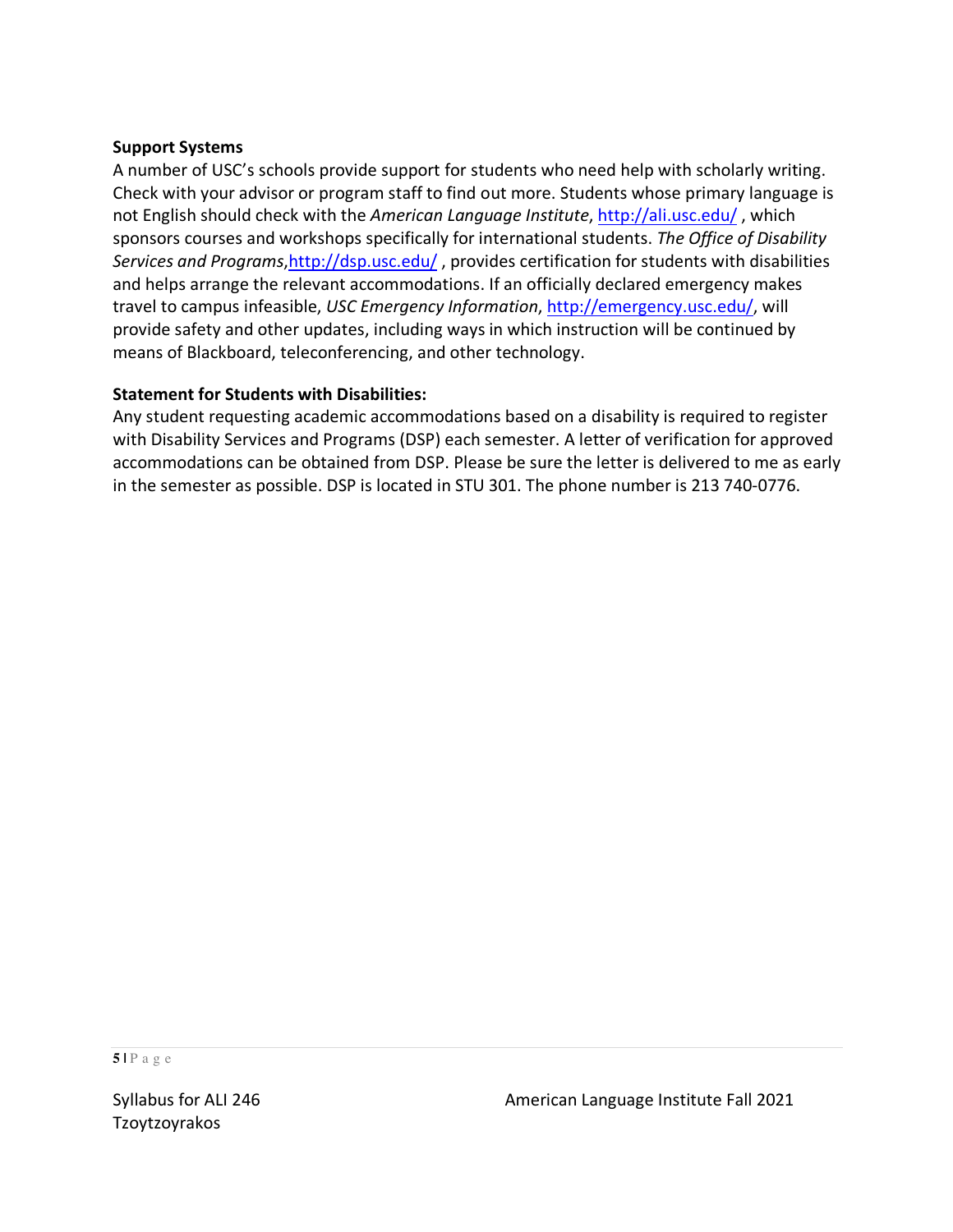**Support Systems**

A number of USC's schools provide support for students who need help with scholarly writing. Check with your advisor or program staff to find out more. Students whose primary language is not English should check with the *American Language Institute*, http://ali.usc.edu/ , which sponsors courses and workshops specifically for international students. *The Office of Disability Services and Programs*,http://dsp.usc.edu/ , provides certification for students with disabilities and helps arrange the relevant accommodations. If an officially declared emergency makes travel to campus infeasible, *USC Emergency Information*, http://emergency.usc.edu/, will provide safety and other updates, including ways in which instruction will be continued by means of Blackboard, teleconferencing, and other technology.

**Statement for Students with Disabilities:**

Any student requesting academic accommodations based on a disability is required to register with Disability Services and Programs (DSP) each semester. A letter of verification for approved accommodations can be obtained from DSP. Please be sure the letter is delivered to me as early in the semester as possible. DSP is located in STU 301. The phone number is 213 740-0776.